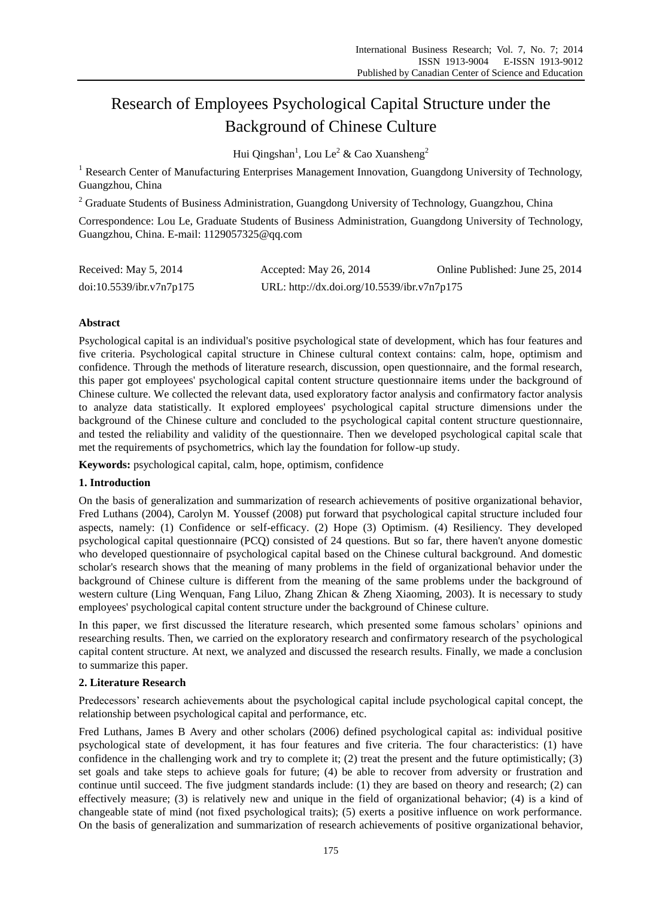# Research of Employees Psychological Capital Structure under the Background of Chinese Culture

Hui Qingshan[1], Lou Le[2] & Cao Xuansheng[2]

[1] Research Center of Manufacturing Enterprises Management Innovation, Guangdong University of Technology, Guangzhou, China

[2] Graduate Students of Business Administration, Guangdong University of Technology, Guangzhou, China

Correspondence: Lou Le, Graduate Students of Business Administration, Guangdong University of Technology, Guangzhou, China. E-mail: 1129057325@qq.com

Received: May 5, 2014 Accepted: May 26, 2014 Online Published: June 25, 2014

doi:10.5539/ibr.v7n7p175 URL: http://dx.doi.org/10.5539/ibr.v7n7p175

## Abstract

Psychological capital is an individual's positive psychological state of development, which has four features and five criteria. Psychological capital structure in Chinese cultural context contains: calm, hope, optimism and confidence. Through the methods of literature research, discussion, open questionnaire, and the formal research, this paper got employees' psychological capital content structure questionnaire items under the background of Chinese culture. We collected the relevant data, used exploratory factor analysis and confirmatory factor analysis to analyze data statistically. It explored employees' psychological capital structure dimensions under the background of the Chinese culture and concluded to the psychological capital content structure questionnaire, and tested the reliability and validity of the questionnaire. Then we developed psychological capital scale that met the requirements of psychometrics, which lay the foundation for follow-up study.

**Keywords:** psychological capital, calm, hope, optimism, confidence

## 1. Introduction

On the basis of generalization and summarization of research achievements of positive organizational behavior, Fred Luthans (2004), Carolyn M. Youssef (2008) put forward that psychological capital structure included four aspects, namely: (1) Confidence or self-efficacy. (2) Hope (3) Optimism. (4) Resiliency. They developed psychological capital questionnaire (PCQ) consisted of 24 questions. But so far, there haven't anyone domestic who developed questionnaire of psychological capital based on the Chinese cultural background. And domestic scholar's research shows that the meaning of many problems in the field of organizational behavior under the background of Chinese culture is different from the meaning of the same problems under the background of western culture (Ling Wenquan, Fang Liluo, Zhang Zhican & Zheng Xiaoming, 2003). It is necessary to study employees' psychological capital content structure under the background of Chinese culture.

In this paper, we first discussed the literature research, which presented some famous scholars' opinions and researching results. Then, we carried on the exploratory research and confirmatory research of the psychological capital content structure. At next, we analyzed and discussed the research results. Finally, we made a conclusion to summarize this paper.

## 2. Literature Research

Predecessors' research achievements about the psychological capital include psychological capital concept, the relationship between psychological capital and performance, etc.

Fred Luthans, James B Avery and other scholars (2006) defined psychological capital as: individual positive psychological state of development, it has four features and five criteria. The four characteristics: (1) have confidence in the challenging work and try to complete it; (2) treat the present and the future optimistically; (3) set goals and take steps to achieve goals for future; (4) be able to recover from adversity or frustration and continue until succeed. The five judgment standards include: (1) they are based on theory and research; (2) can effectively measure; (3) is relatively new and unique in the field of organizational behavior; (4) is a kind of changeable state of mind (not fixed psychological traits); (5) exerts a positive influence on work performance. On the basis of generalization and summarization of research achievements of positive organizational behavior,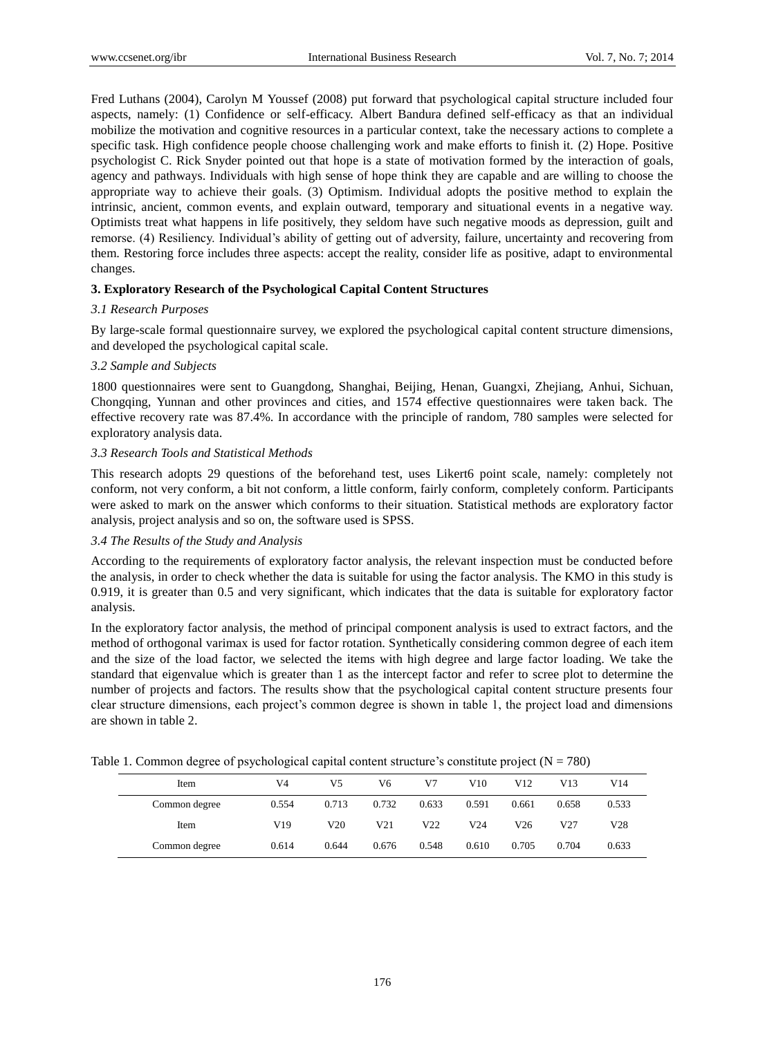Fred Luthans (2004), Carolyn M Youssef (2008) put forward that psychological capital structure included four aspects, namely: (1) Confidence or self-efficacy. Albert Bandura defined self-efficacy as that an individual mobilize the motivation and cognitive resources in a particular context, take the necessary actions to complete a specific task. High confidence people choose challenging work and make efforts to finish it. (2) Hope. Positive psychologist C. Rick Snyder pointed out that hope is a state of motivation formed by the interaction of goals, agency and pathways. Individuals with high sense of hope think they are capable and are willing to choose the appropriate way to achieve their goals. (3) Optimism. Individual adopts the positive method to explain the intrinsic, ancient, common events, and explain outward, temporary and situational events in a negative way. Optimists treat what happens in life positively, they seldom have such negative moods as depression, guilt and remorse. (4) Resiliency. Individual's ability of getting out of adversity, failure, uncertainty and recovering from them. Restoring force includes three aspects: accept the reality, consider life as positive, adapt to environmental changes.

## 3. Exploratory Research of the Psychological Capital Content Structures

### *3.1 Research Purposes*

By large-scale formal questionnaire survey, we explored the psychological capital content structure dimensions, and developed the psychological capital scale.

### *3.2 Sample and Subjects*

1800 questionnaires were sent to Guangdong, Shanghai, Beijing, Henan, Guangxi, Zhejiang, Anhui, Sichuan, Chongqing, Yunnan and other provinces and cities, and 1574 effective questionnaires were taken back. The effective recovery rate was 87.4%. In accordance with the principle of random, 780 samples were selected for exploratory analysis data.

### *3.3 Research Tools and Statistical Methods*

This research adopts 29 questions of the beforehand test, uses Likert6 point scale, namely: completely not conform, not very conform, a bit not conform, a little conform, fairly conform, completely conform. Participants were asked to mark on the answer which conforms to their situation. Statistical methods are exploratory factor analysis, project analysis and so on, the software used is SPSS.

### *3.4 The Results of the Study and Analysis*

According to the requirements of exploratory factor analysis, the relevant inspection must be conducted before the analysis, in order to check whether the data is suitable for using the factor analysis. The KMO in this study is 0.919, it is greater than 0.5 and very significant, which indicates that the data is suitable for exploratory factor analysis.

In the exploratory factor analysis, the method of principal component analysis is used to extract factors, and the method of orthogonal varimax is used for factor rotation. Synthetically considering common degree of each item and the size of the load factor, we selected the items with high degree and large factor loading. We take the standard that eigenvalue which is greater than 1 as the intercept factor and refer to scree plot to determine the number of projects and factors. The results show that the psychological capital content structure presents four clear structure dimensions, each project's common degree is shown in table 1, the project load and dimensions are shown in table 2.

Table 1. Common degree of psychological capital content structure's constitute project (N = 780)

| Item | V4 | V5 | V6 | V7 | V10 | V12 | V13 | V14 |
|---|---|---|---|---|---|---|---|---|
| Common degree | 0.554 | 0.713 | 0.732 | 0.633 | 0.591 | 0.661 | 0.658 | 0.533 |
| Item | V19 | V20 | V21 | V22 | V24 | V26 | V27 | V28 |
| Common degree | 0.614 | 0.644 | 0.676 | 0.548 | 0.610 | 0.705 | 0.704 | 0.633 |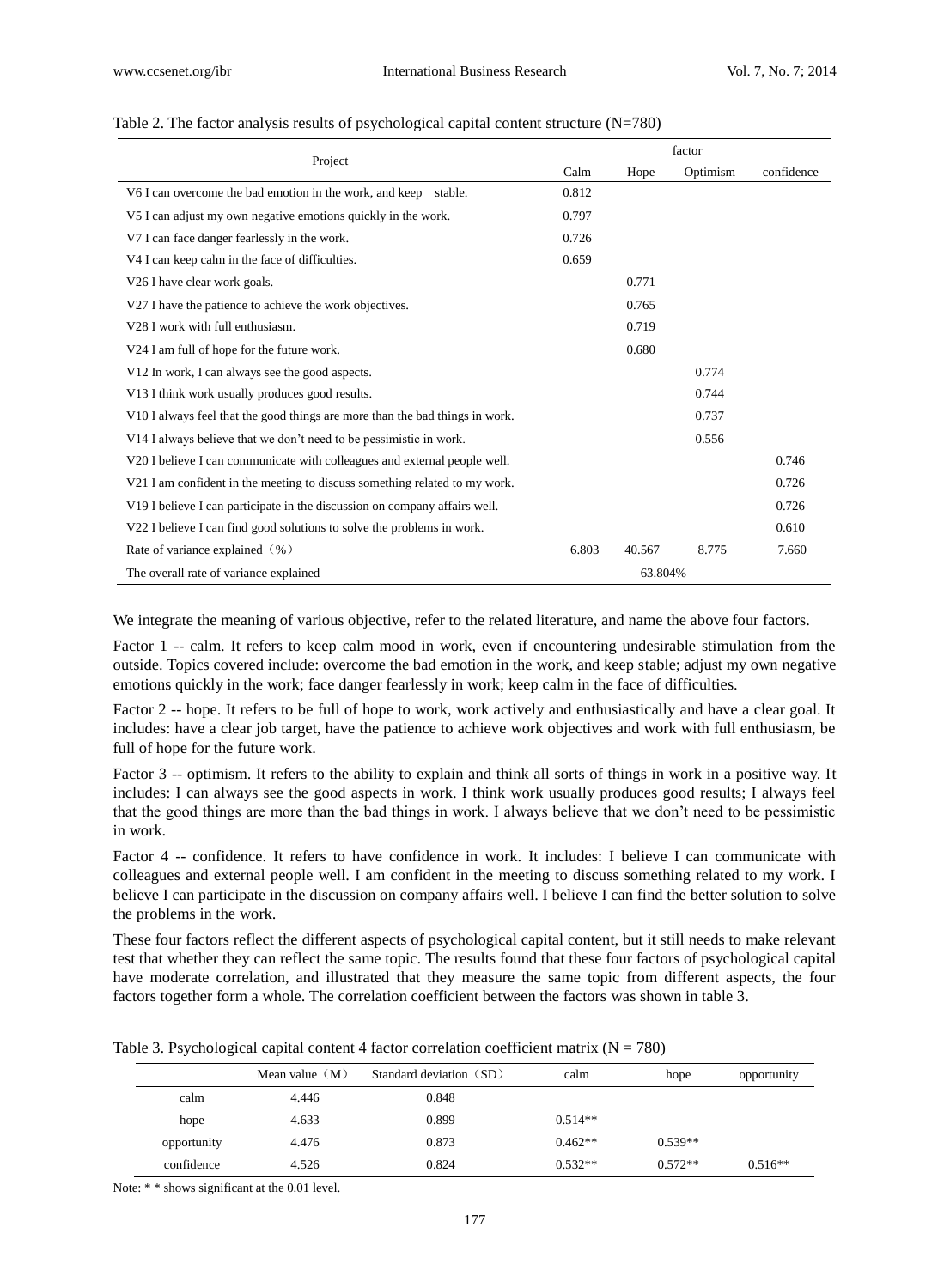Table 2. The factor analysis results of psychological capital content structure (N=780)

| Project | factor | | | |
|---|---|---|---|---|
| | Calm | Hope | Optimism | confidence |
| V6 I can overcome the bad emotion in the work, and keep stable. | 0.812 | | | |
| V5 I can adjust my own negative emotions quickly in the work. | 0.797 | | | |
| V7 I can face danger fearlessly in the work. | 0.726 | | | |
| V4 I can keep calm in the face of difficulties. | 0.659 | | | |
| V26 I have clear work goals. | | 0.771 | | |
| V27 I have the patience to achieve the work objectives. | | 0.765 | | |
| V28 I work with full enthusiasm. | | 0.719 | | |
| V24 I am full of hope for the future work. | | 0.680 | | |
| V12 In work, I can always see the good aspects. | | | 0.774 | |
| V13 I think work usually produces good results. | | | 0.744 | |
| V10 I always feel that the good things are more than the bad things in work. | | | 0.737 | |
| V14 I always believe that we don't need to be pessimistic in work. | | | 0.556 | |
| V20 I believe I can communicate with colleagues and external people well. | | | | 0.746 |
| V21 I am confident in the meeting to discuss something related to my work. | | | | 0.726 |
| V19 I believe I can participate in the discussion on company affairs well. | | | | 0.726 |
| V22 I believe I can find good solutions to solve the problems in work. | | | | 0.610 |
| Rate of variance explained（%） | 6.803 | 40.567 | 8.775 | 7.660 |
| The overall rate of variance explained | 63.804% | | | |

We integrate the meaning of various objective, refer to the related literature, and name the above four factors.

Factor 1 -- calm. It refers to keep calm mood in work, even if encountering undesirable stimulation from the outside. Topics covered include: overcome the bad emotion in the work, and keep stable; adjust my own negative emotions quickly in the work; face danger fearlessly in work; keep calm in the face of difficulties.

Factor 2 -- hope. It refers to be full of hope to work, work actively and enthusiastically and have a clear goal. It includes: have a clear job target, have the patience to achieve work objectives and work with full enthusiasm, be full of hope for the future work.

Factor 3 -- optimism. It refers to the ability to explain and think all sorts of things in work in a positive way. It includes: I can always see the good aspects in work. I think work usually produces good results; I always feel that the good things are more than the bad things in work. I always believe that we don't need to be pessimistic in work.

Factor 4 -- confidence. It refers to have confidence in work. It includes: I believe I can communicate with colleagues and external people well. I am confident in the meeting to discuss something related to my work. I believe I can participate in the discussion on company affairs well. I believe I can find the better solution to solve the problems in the work.

These four factors reflect the different aspects of psychological capital content, but it still needs to make relevant test that whether they can reflect the same topic. The results found that these four factors of psychological capital have moderate correlation, and illustrated that they measure the same topic from different aspects, the four factors together form a whole. The correlation coefficient between the factors was shown in table 3.

Table 3. Psychological capital content 4 factor correlation coefficient matrix (N = 780)

| | Mean value（M） | Standard deviation（SD） | calm | hope | opportunity |
|---|---|---|---|---|---|
| calm | 4.446 | 0.848 | | | |
| hope | 4.633 | 0.899 | 0.514** | | |
| opportunity | 4.476 | 0.873 | 0.462** | 0.539** | |
| confidence | 4.526 | 0.824 | 0.532** | 0.572** | 0.516** |

Note: * * shows significant at the 0.01 level.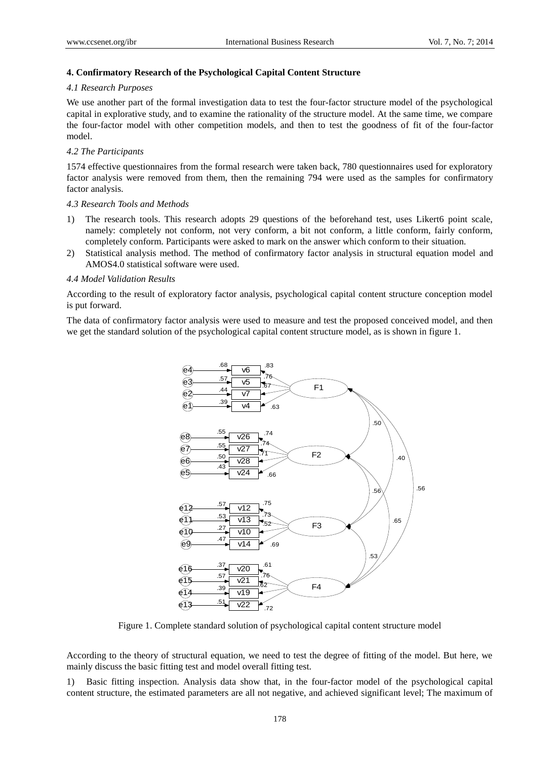## 4. Confirmatory Research of the Psychological Capital Content Structure

### *4.1 Research Purposes*

We use another part of the formal investigation data to test the four-factor structure model of the psychological capital in explorative study, and to examine the rationality of the structure model. At the same time, we compare the four-factor model with other competition models, and then to test the goodness of fit of the four-factor model.

### *4.2 The Participants*

1574 effective questionnaires from the formal research were taken back, 780 questionnaires used for exploratory factor analysis were removed from them, then the remaining 794 were used as the samples for confirmatory factor analysis.

### *4.3 Research Tools and Methods*

1) The research tools. This research adopts 29 questions of the beforehand test, uses Likert6 point scale, namely: completely not conform, not very conform, a bit not conform, a little conform, fairly conform, completely conform. Participants were asked to mark on the answer which conform to their situation.
2) Statistical analysis method. The method of confirmatory factor analysis in structural equation model and AMOS4.0 statistical software were used.

### *4.4 Model Validation Results*

According to the result of exploratory factor analysis, psychological capital content structure conception model is put forward.

The data of confirmatory factor analysis were used to measure and test the proposed conceived model, and then we get the standard solution of the psychological capital content structure model, as is shown in figure 1.

Figure 1. Complete standard solution of psychological capital content structure model

According to the theory of structural equation, we need to test the degree of fitting of the model. But here, we mainly discuss the basic fitting test and model overall fitting test.

1) Basic fitting inspection. Analysis data show that, in the four-factor model of the psychological capital content structure, the estimated parameters are all not negative, and achieved significant level; The maximum of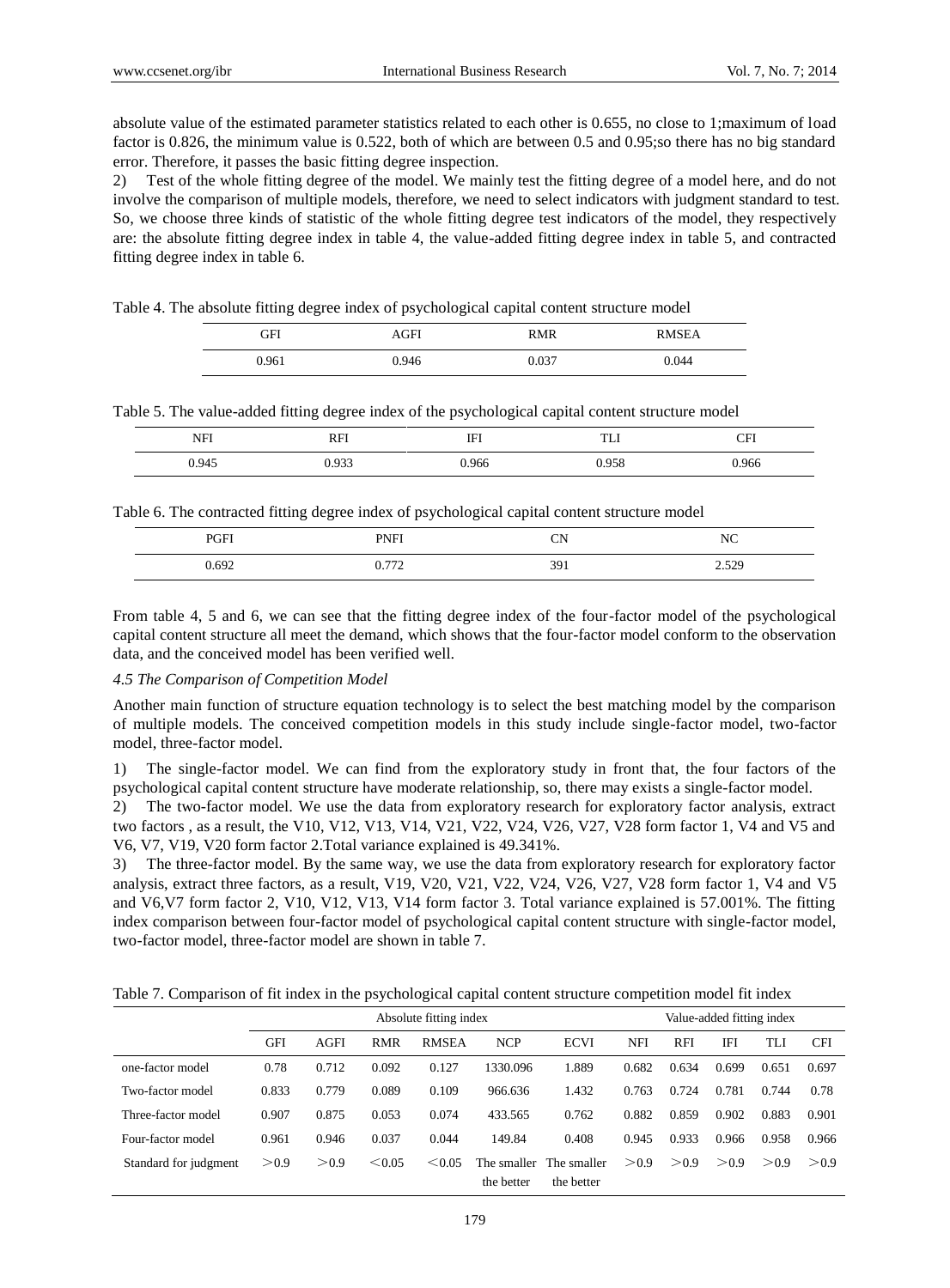absolute value of the estimated parameter statistics related to each other is 0.655, no close to 1;maximum of load factor is 0.826, the minimum value is 0.522, both of which are between 0.5 and 0.95;so there has no big standard error. Therefore, it passes the basic fitting degree inspection.

2) Test of the whole fitting degree of the model. We mainly test the fitting degree of a model here, and do not involve the comparison of multiple models, therefore, we need to select indicators with judgment standard to test. So, we choose three kinds of statistic of the whole fitting degree test indicators of the model, they respectively are: the absolute fitting degree index in table 4, the value-added fitting degree index in table 5, and contracted fitting degree index in table 6.

Table 4. The absolute fitting degree index of psychological capital content structure model

| GFI | AGFI | RMR | RMSEA |
|---|---|---|---|
| 0.961 | 0.946 | 0.037 | 0.044 |

Table 5. The value-added fitting degree index of the psychological capital content structure model

| NFI | RFI | IFI | TLI | CFI |
|---|---|---|---|---|
| 0.945 | 0.933 | 0.966 | 0.958 | 0.966 |

Table 6. The contracted fitting degree index of psychological capital content structure model

| PGFI | PNFI | CN | NC |
|---|---|---|---|
| 0.692 | 0.772 | 391 | 2.529 |

From table 4, 5 and 6, we can see that the fitting degree index of the four-factor model of the psychological capital content structure all meet the demand, which shows that the four-factor model conform to the observation data, and the conceived model has been verified well.

*4.5 The Comparison of Competition Model*

Another main function of structure equation technology is to select the best matching model by the comparison of multiple models. The conceived competition models in this study include single-factor model, two-factor model, three-factor model.

1) The single-factor model. We can find from the exploratory study in front that, the four factors of the psychological capital content structure have moderate relationship, so, there may exists a single-factor model.

2) The two-factor model. We use the data from exploratory research for exploratory factor analysis, extract two factors , as a result, the V10, V12, V13, V14, V21, V22, V24, V26, V27, V28 form factor 1, V4 and V5 and V6, V7, V19, V20 form factor 2.Total variance explained is 49.341%.

3) The three-factor model. By the same way, we use the data from exploratory research for exploratory factor analysis, extract three factors, as a result, V19, V20, V21, V22, V24, V26, V27, V28 form factor 1, V4 and V5 and V6,V7 form factor 2, V10, V12, V13, V14 form factor 3. Total variance explained is 57.001%. The fitting index comparison between four-factor model of psychological capital content structure with single-factor model, two-factor model, three-factor model are shown in table 7.

Table 7. Comparison of fit index in the psychological capital content structure competition model fit index

| | Absolute fitting index | | | | | | Value-added fitting index | | | | |
|---|---|---|---|---|---|---|---|---|---|---|---|
| | GFI | AGFI | RMR | RMSEA | NCP | ECVI | NFI | RFI | IFI | TLI | CFI |
| one-factor model | 0.78 | 0.712 | 0.092 | 0.127 | 1330.096 | 1.889 | 0.682 | 0.634 | 0.699 | 0.651 | 0.697 |
| Two-factor model | 0.833 | 0.779 | 0.089 | 0.109 | 966.636 | 1.432 | 0.763 | 0.724 | 0.781 | 0.744 | 0.78 |
| Three-factor model | 0.907 | 0.875 | 0.053 | 0.074 | 433.565 | 0.762 | 0.882 | 0.859 | 0.902 | 0.883 | 0.901 |
| Four-factor model | 0.961 | 0.946 | 0.037 | 0.044 | 149.84 | 0.408 | 0.945 | 0.933 | 0.966 | 0.958 | 0.966 |
| Standard for judgment | >0.9 | >0.9 | <0.05 | <0.05 | The smaller the better | The smaller the better | >0.9 | >0.9 | >0.9 | >0.9 | >0.9 |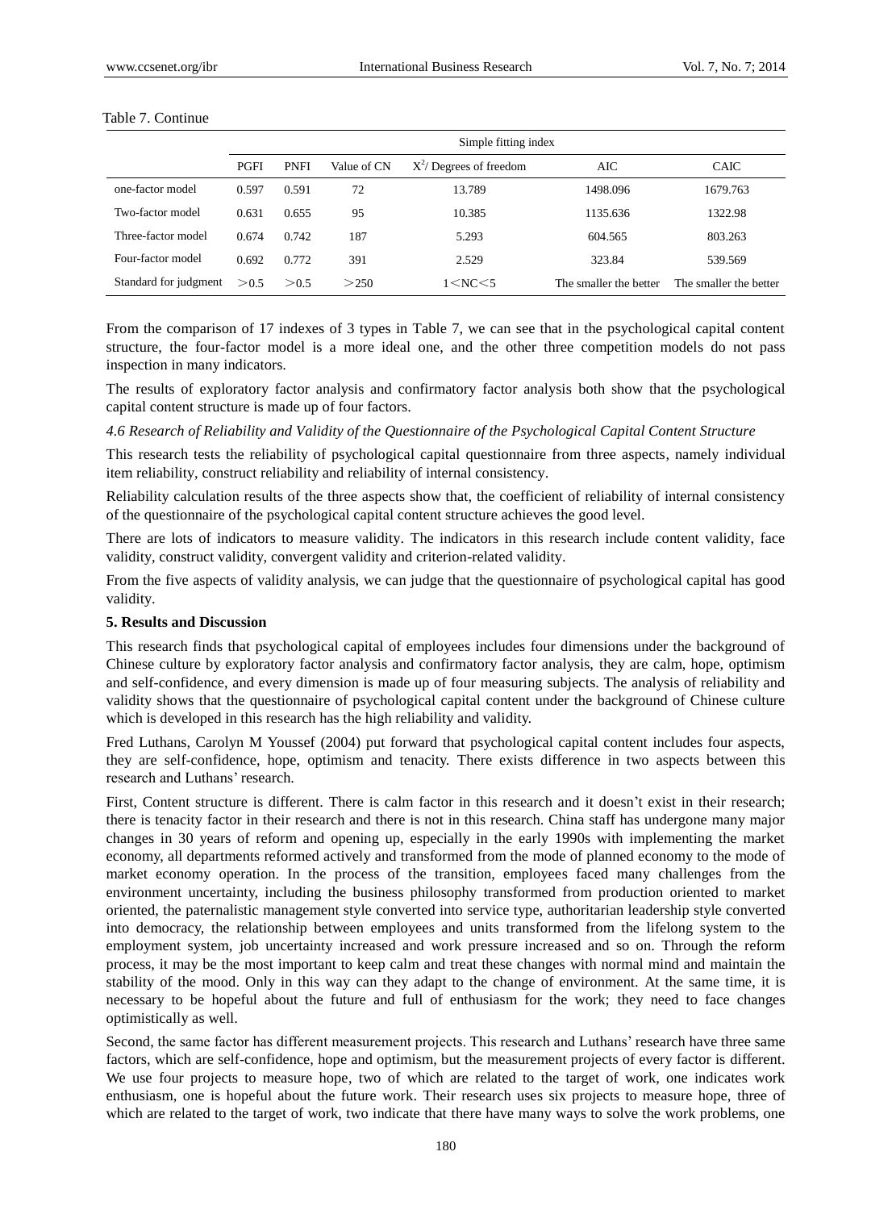Table 7. Continue

| | Simple fitting index | | | | | |
|---|---|---|---|---|---|---|
| | PGFI | PNFI | Value of CN | $X^2$/ Degrees of freedom | AIC | CAIC |
| one-factor model | 0.597 | 0.591 | 72 | 13.789 | 1498.096 | 1679.763 |
| Two-factor model | 0.631 | 0.655 | 95 | 10.385 | 1135.636 | 1322.98 |
| Three-factor model | 0.674 | 0.742 | 187 | 5.293 | 604.565 | 803.263 |
| Four-factor model | 0.692 | 0.772 | 391 | 2.529 | 323.84 | 539.569 |
| Standard for judgment | ＞0.5 | ＞0.5 | ＞250 | 1＜NC＜5 | The smaller the better | The smaller the better |

From the comparison of 17 indexes of 3 types in Table 7, we can see that in the psychological capital content structure, the four-factor model is a more ideal one, and the other three competition models do not pass inspection in many indicators.

The results of exploratory factor analysis and confirmatory factor analysis both show that the psychological capital content structure is made up of four factors.

*4.6 Research of Reliability and Validity of the Questionnaire of the Psychological Capital Content Structure*

This research tests the reliability of psychological capital questionnaire from three aspects, namely individual item reliability, construct reliability and reliability of internal consistency.

Reliability calculation results of the three aspects show that, the coefficient of reliability of internal consistency of the questionnaire of the psychological capital content structure achieves the good level.

There are lots of indicators to measure validity. The indicators in this research include content validity, face validity, construct validity, convergent validity and criterion-related validity.

From the five aspects of validity analysis, we can judge that the questionnaire of psychological capital has good validity.

**5. Results and Discussion**

This research finds that psychological capital of employees includes four dimensions under the background of Chinese culture by exploratory factor analysis and confirmatory factor analysis, they are calm, hope, optimism and self-confidence, and every dimension is made up of four measuring subjects. The analysis of reliability and validity shows that the questionnaire of psychological capital content under the background of Chinese culture which is developed in this research has the high reliability and validity.

Fred Luthans, Carolyn M Youssef (2004) put forward that psychological capital content includes four aspects, they are self-confidence, hope, optimism and tenacity. There exists difference in two aspects between this research and Luthans' research.

First, Content structure is different. There is calm factor in this research and it doesn't exist in their research; there is tenacity factor in their research and there is not in this research. China staff has undergone many major changes in 30 years of reform and opening up, especially in the early 1990s with implementing the market economy, all departments reformed actively and transformed from the mode of planned economy to the mode of market economy operation. In the process of the transition, employees faced many challenges from the environment uncertainty, including the business philosophy transformed from production oriented to market oriented, the paternalistic management style converted into service type, authoritarian leadership style converted into democracy, the relationship between employees and units transformed from the lifelong system to the employment system, job uncertainty increased and work pressure increased and so on. Through the reform process, it may be the most important to keep calm and treat these changes with normal mind and maintain the stability of the mood. Only in this way can they adapt to the change of environment. At the same time, it is necessary to be hopeful about the future and full of enthusiasm for the work; they need to face changes optimistically as well.

Second, the same factor has different measurement projects. This research and Luthans' research have three same factors, which are self-confidence, hope and optimism, but the measurement projects of every factor is different. We use four projects to measure hope, two of which are related to the target of work, one indicates work enthusiasm, one is hopeful about the future work. Their research uses six projects to measure hope, three of which are related to the target of work, two indicate that there have many ways to solve the work problems, one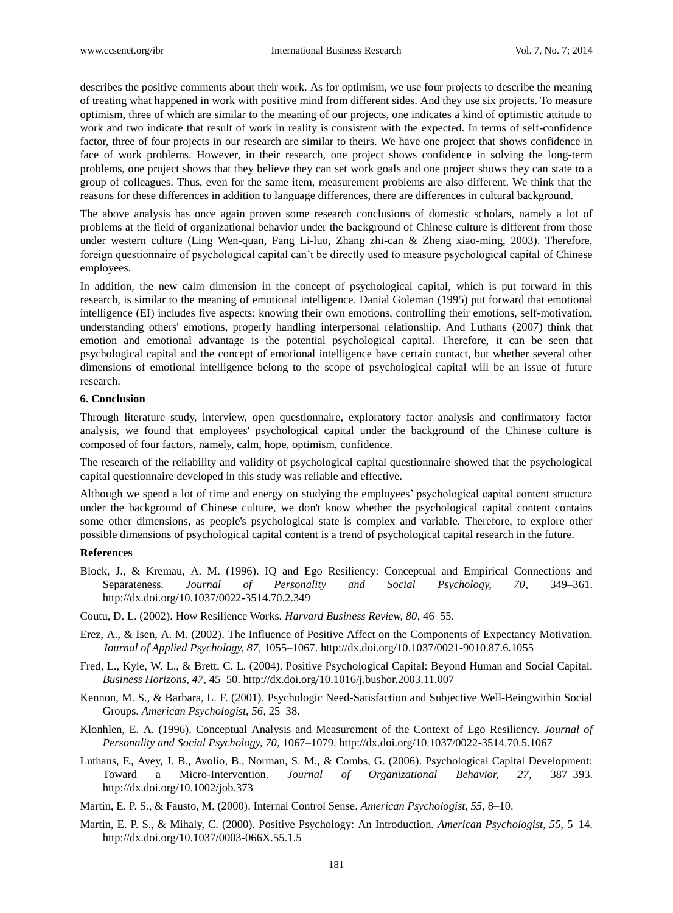describes the positive comments about their work. As for optimism, we use four projects to describe the meaning of treating what happened in work with positive mind from different sides. And they use six projects. To measure optimism, three of which are similar to the meaning of our projects, one indicates a kind of optimistic attitude to work and two indicate that result of work in reality is consistent with the expected. In terms of self-confidence factor, three of four projects in our research are similar to theirs. We have one project that shows confidence in face of work problems. However, in their research, one project shows confidence in solving the long-term problems, one project shows that they believe they can set work goals and one project shows they can state to a group of colleagues. Thus, even for the same item, measurement problems are also different. We think that the reasons for these differences in addition to language differences, there are differences in cultural background.

The above analysis has once again proven some research conclusions of domestic scholars, namely a lot of problems at the field of organizational behavior under the background of Chinese culture is different from those under western culture (Ling Wen-quan, Fang Li-luo, Zhang zhi-can & Zheng xiao-ming, 2003). Therefore, foreign questionnaire of psychological capital can't be directly used to measure psychological capital of Chinese employees.

In addition, the new calm dimension in the concept of psychological capital, which is put forward in this research, is similar to the meaning of emotional intelligence. Danial Goleman (1995) put forward that emotional intelligence (EI) includes five aspects: knowing their own emotions, controlling their emotions, self-motivation, understanding others' emotions, properly handling interpersonal relationship. And Luthans (2007) think that emotion and emotional advantage is the potential psychological capital. Therefore, it can be seen that psychological capital and the concept of emotional intelligence have certain contact, but whether several other dimensions of emotional intelligence belong to the scope of psychological capital will be an issue of future research.

## 6. Conclusion

Through literature study, interview, open questionnaire, exploratory factor analysis and confirmatory factor analysis, we found that employees' psychological capital under the background of the Chinese culture is composed of four factors, namely, calm, hope, optimism, confidence.

The research of the reliability and validity of psychological capital questionnaire showed that the psychological capital questionnaire developed in this study was reliable and effective.

Although we spend a lot of time and energy on studying the employees' psychological capital content structure under the background of Chinese culture, we don't know whether the psychological capital content contains some other dimensions, as people's psychological state is complex and variable. Therefore, to explore other possible dimensions of psychological capital content is a trend of psychological capital research in the future.

## References

Block, J., & Kremau, A. M. (1996). IQ and Ego Resiliency: Conceptual and Empirical Connections and Separateness. *Journal of Personality and Social Psychology, 70*, 349–361. http://dx.doi.org/10.1037/0022-3514.70.2.349

Coutu, D. L. (2002). How Resilience Works. *Harvard Business Review, 80*, 46–55.

Erez, A., & Isen, A. M. (2002). The Influence of Positive Affect on the Components of Expectancy Motivation. *Journal of Applied Psychology, 87*, 1055–1067. http://dx.doi.org/10.1037/0021-9010.87.6.1055

Fred, L., Kyle, W. L., & Brett, C. L. (2004). Positive Psychological Capital: Beyond Human and Social Capital. *Business Horizons, 47*, 45–50. http://dx.doi.org/10.1016/j.bushor.2003.11.007

Kennon, M. S., & Barbara, L. F. (2001). Psychologic Need-Satisfaction and Subjective Well-Beingwithin Social Groups. *American Psychologist, 56*, 25–38.

Klonhlen, E. A. (1996). Conceptual Analysis and Measurement of the Context of Ego Resiliency. *Journal of Personality and Social Psychology, 70*, 1067–1079. http://dx.doi.org/10.1037/0022-3514.70.5.1067

Luthans, F., Avey, J. B., Avolio, B., Norman, S. M., & Combs, G. (2006). Psychological Capital Development: Toward a Micro-Intervention. *Journal of Organizational Behavior, 27*, 387–393. http://dx.doi.org/10.1002/job.373

Martin, E. P. S., & Fausto, M. (2000). Internal Control Sense. *American Psychologist, 55*, 8–10.

Martin, E. P. S., & Mihaly, C. (2000). Positive Psychology: An Introduction. *American Psychologist, 55*, 5–14. http://dx.doi.org/10.1037/0003-066X.55.1.5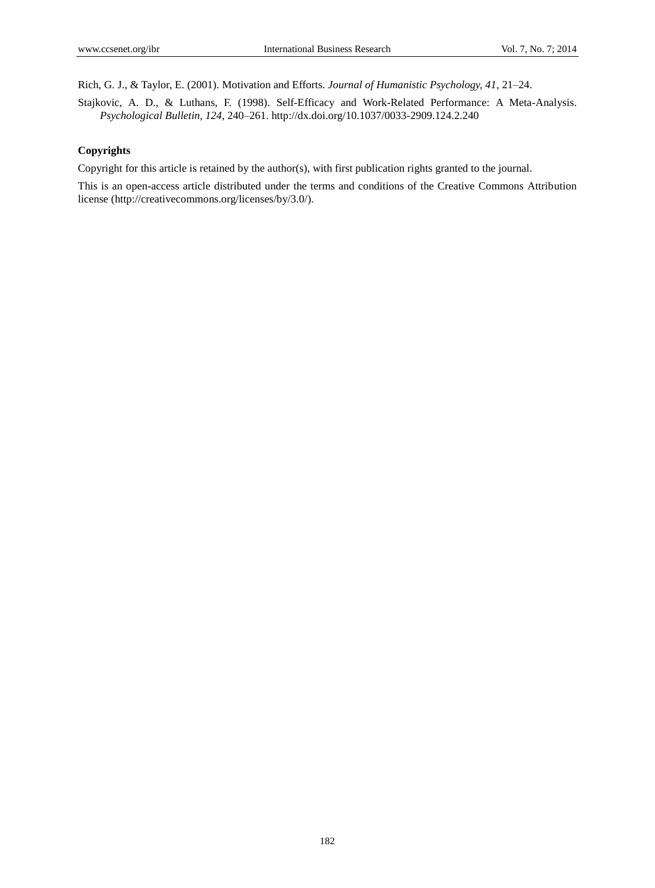Rich, G. J., & Taylor, E. (2001). Motivation and Efforts. *Journal of Humanistic Psychology, 41*, 21–24.

Stajkovic, A. D., & Luthans, F. (1998). Self-Efficacy and Work-Related Performance: A Meta-Analysis. *Psychological Bulletin, 124*, 240–261. http://dx.doi.org/10.1037/0033-2909.124.2.240

**Copyrights**

Copyright for this article is retained by the author(s), with first publication rights granted to the journal.

This is an open-access article distributed under the terms and conditions of the Creative Commons Attribution license (http://creativecommons.org/licenses/by/3.0/).